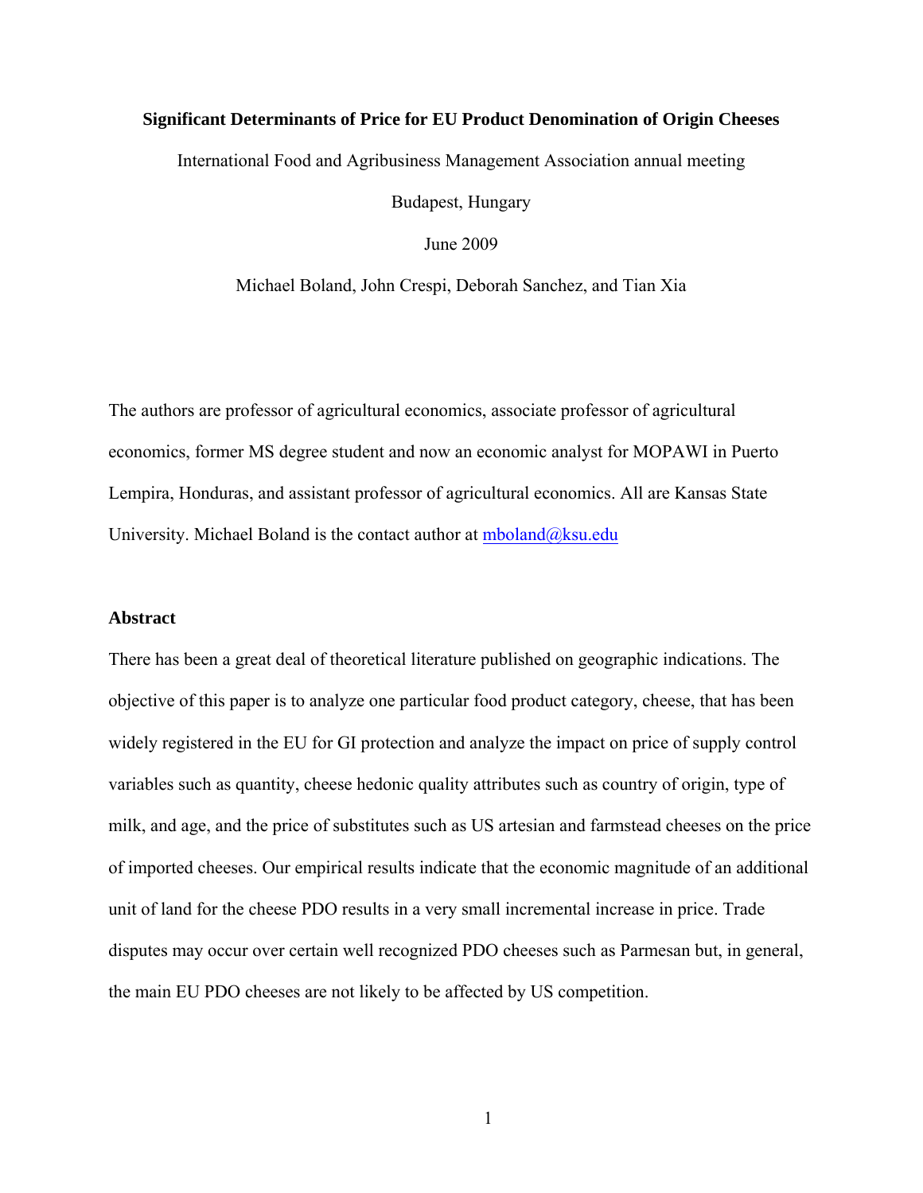# Significant Determinants of Price for EU Product Denomination of Origin Cheeses

International Food and Agribusiness Management Association annual meeting

Budapest, Hungary

June 2009

Michael Boland, John Crespi, Deborah Sanchez, and Tian Xia

The authors are professor of agricultural economics, associate professor of agricultural economics, former MS degree student and now an economic analyst for MOPAWI in Puerto Lempira, Honduras, and assistant professor of agricultural economics. All are Kansas State University. Michael Boland is the contact author at mboland@ksu.edu

## Abstract

There has been a great deal of theoretical literature published on geographic indications. The objective of this paper is to analyze one particular food product category, cheese, that has been widely registered in the EU for GI protection and analyze the impact on price of supply control variables such as quantity, cheese hedonic quality attributes such as country of origin, type of milk, and age, and the price of substitutes such as US artesian and farmstead cheeses on the price of imported cheeses. Our empirical results indicate that the economic magnitude of an additional unit of land for the cheese PDO results in a very small incremental increase in price. Trade disputes may occur over certain well recognized PDO cheeses such as Parmesan but, in general, the main EU PDO cheeses are not likely to be affected by US competition.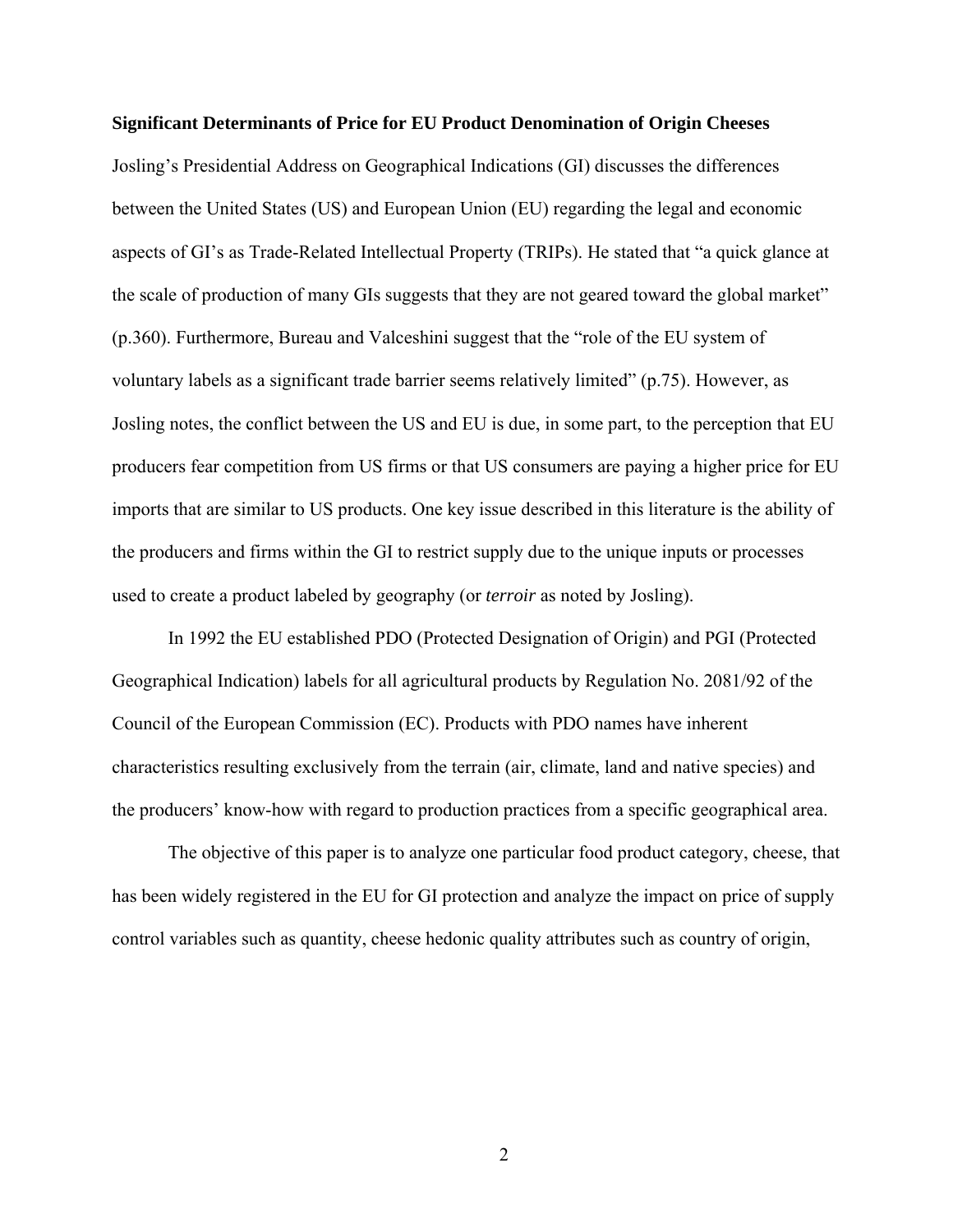**Significant Determinants of Price for EU Product Denomination of Origin Cheeses**

Josling's Presidential Address on Geographical Indications (GI) discusses the differences between the United States (US) and European Union (EU) regarding the legal and economic aspects of GI's as Trade-Related Intellectual Property (TRIPs). He stated that "a quick glance at the scale of production of many GIs suggests that they are not geared toward the global market" (p.360). Furthermore, Bureau and Valceshini suggest that the "role of the EU system of voluntary labels as a significant trade barrier seems relatively limited" (p.75). However, as Josling notes, the conflict between the US and EU is due, in some part, to the perception that EU producers fear competition from US firms or that US consumers are paying a higher price for EU imports that are similar to US products. One key issue described in this literature is the ability of the producers and firms within the GI to restrict supply due to the unique inputs or processes used to create a product labeled by geography (or *terroir* as noted by Josling).

In 1992 the EU established PDO (Protected Designation of Origin) and PGI (Protected Geographical Indication) labels for all agricultural products by Regulation No. 2081/92 of the Council of the European Commission (EC). Products with PDO names have inherent characteristics resulting exclusively from the terrain (air, climate, land and native species) and the producers' know-how with regard to production practices from a specific geographical area.

The objective of this paper is to analyze one particular food product category, cheese, that has been widely registered in the EU for GI protection and analyze the impact on price of supply control variables such as quantity, cheese hedonic quality attributes such as country of origin,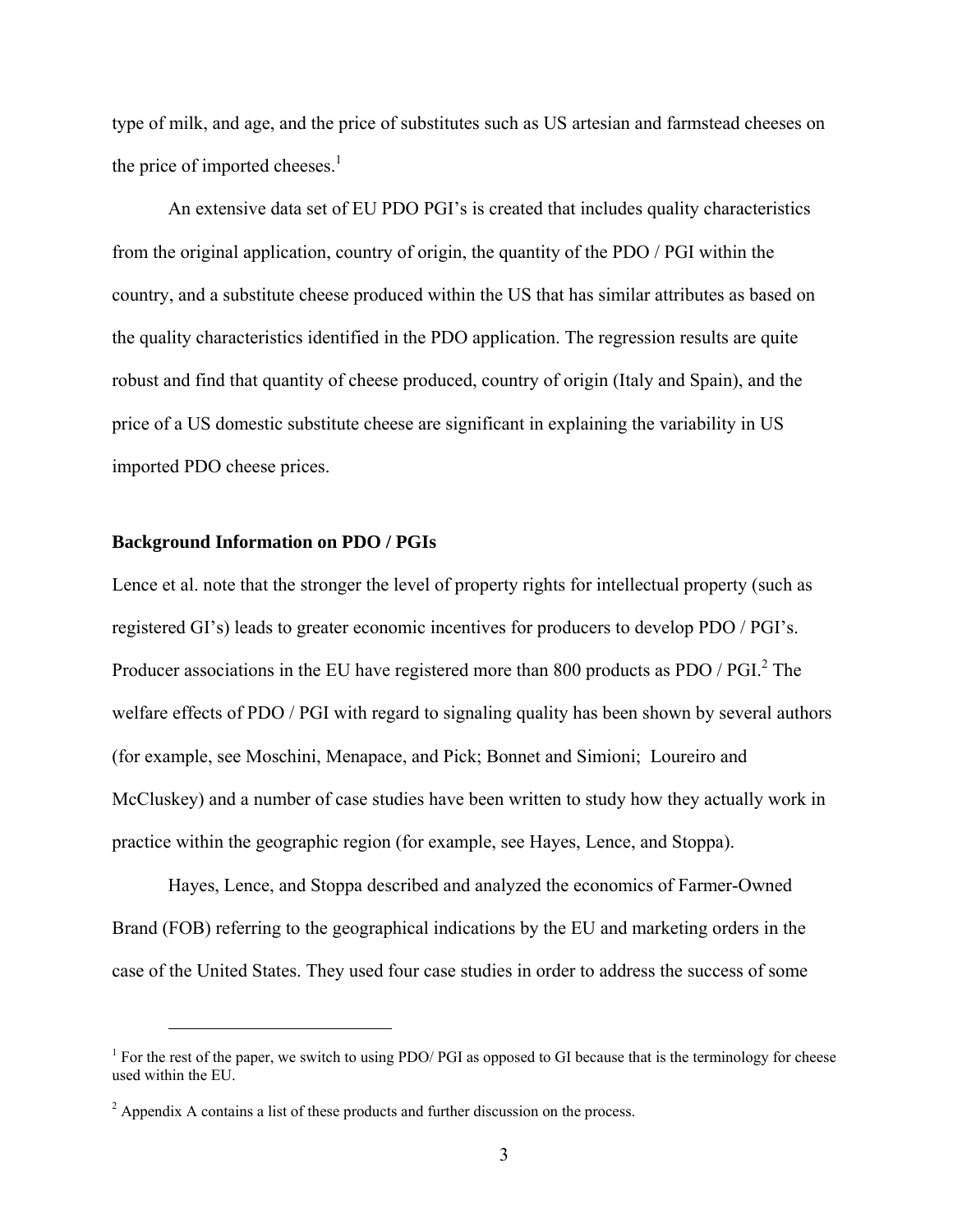type of milk, and age, and the price of substitutes such as US artesian and farmstead cheeses on the price of imported cheeses.[1]

An extensive data set of EU PDO PGI's is created that includes quality characteristics from the original application, country of origin, the quantity of the PDO / PGI within the country, and a substitute cheese produced within the US that has similar attributes as based on the quality characteristics identified in the PDO application. The regression results are quite robust and find that quantity of cheese produced, country of origin (Italy and Spain), and the price of a US domestic substitute cheese are significant in explaining the variability in US imported PDO cheese prices.

**Background Information on PDO / PGIs**

Lence et al. note that the stronger the level of property rights for intellectual property (such as registered GI's) leads to greater economic incentives for producers to develop PDO / PGI's. Producer associations in the EU have registered more than 800 products as PDO / PGI.[2] The welfare effects of PDO / PGI with regard to signaling quality has been shown by several authors (for example, see Moschini, Menapace, and Pick; Bonnet and Simioni; Loureiro and McCluskey) and a number of case studies have been written to study how they actually work in practice within the geographic region (for example, see Hayes, Lence, and Stoppa).

Hayes, Lence, and Stoppa described and analyzed the economics of Farmer-Owned Brand (FOB) referring to the geographical indications by the EU and marketing orders in the case of the United States. They used four case studies in order to address the success of some

[1] For the rest of the paper, we switch to using PDO/ PGI as opposed to GI because that is the terminology for cheese used within the EU.

[2] Appendix A contains a list of these products and further discussion on the process.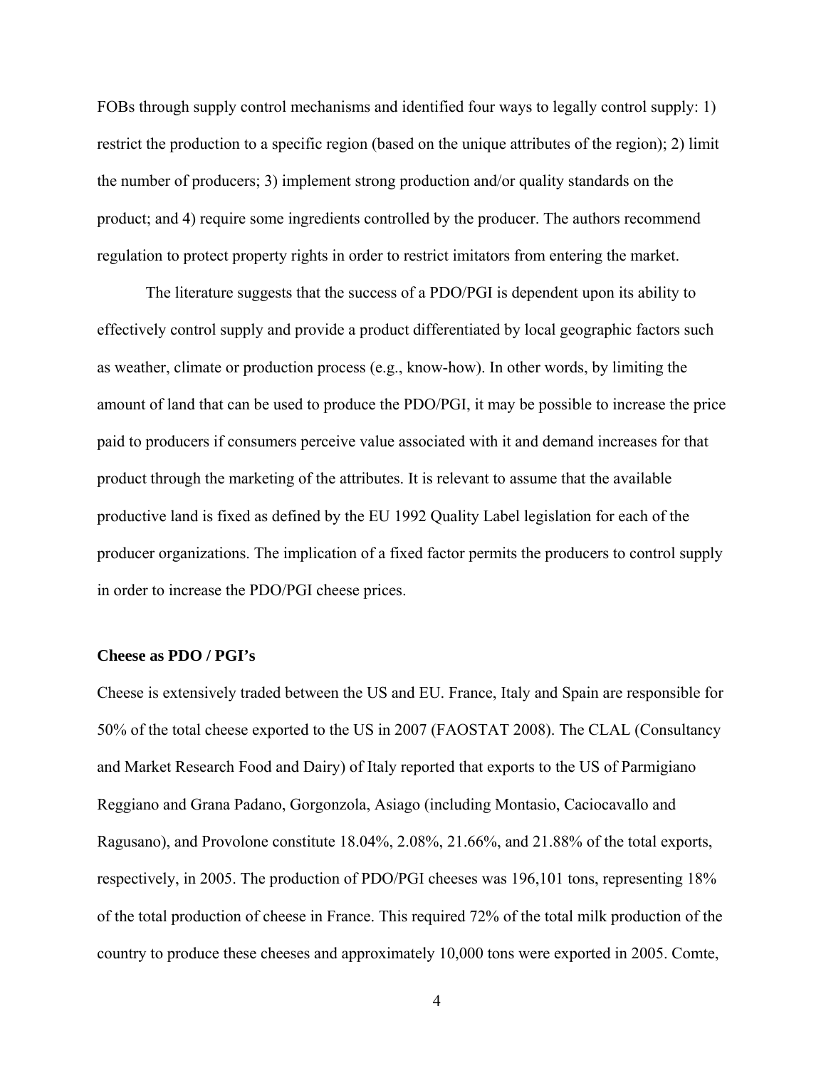FOBs through supply control mechanisms and identified four ways to legally control supply: 1) restrict the production to a specific region (based on the unique attributes of the region); 2) limit the number of producers; 3) implement strong production and/or quality standards on the product; and 4) require some ingredients controlled by the producer. The authors recommend regulation to protect property rights in order to restrict imitators from entering the market.

The literature suggests that the success of a PDO/PGI is dependent upon its ability to effectively control supply and provide a product differentiated by local geographic factors such as weather, climate or production process (e.g., know-how). In other words, by limiting the amount of land that can be used to produce the PDO/PGI, it may be possible to increase the price paid to producers if consumers perceive value associated with it and demand increases for that product through the marketing of the attributes. It is relevant to assume that the available productive land is fixed as defined by the EU 1992 Quality Label legislation for each of the producer organizations. The implication of a fixed factor permits the producers to control supply in order to increase the PDO/PGI cheese prices.

**Cheese as PDO / PGI's**

Cheese is extensively traded between the US and EU. France, Italy and Spain are responsible for 50% of the total cheese exported to the US in 2007 (FAOSTAT 2008). The CLAL (Consultancy and Market Research Food and Dairy) of Italy reported that exports to the US of Parmigiano Reggiano and Grana Padano, Gorgonzola, Asiago (including Montasio, Caciocavallo and Ragusano), and Provolone constitute 18.04%, 2.08%, 21.66%, and 21.88% of the total exports, respectively, in 2005. The production of PDO/PGI cheeses was 196,101 tons, representing 18% of the total production of cheese in France. This required 72% of the total milk production of the country to produce these cheeses and approximately 10,000 tons were exported in 2005. Comte,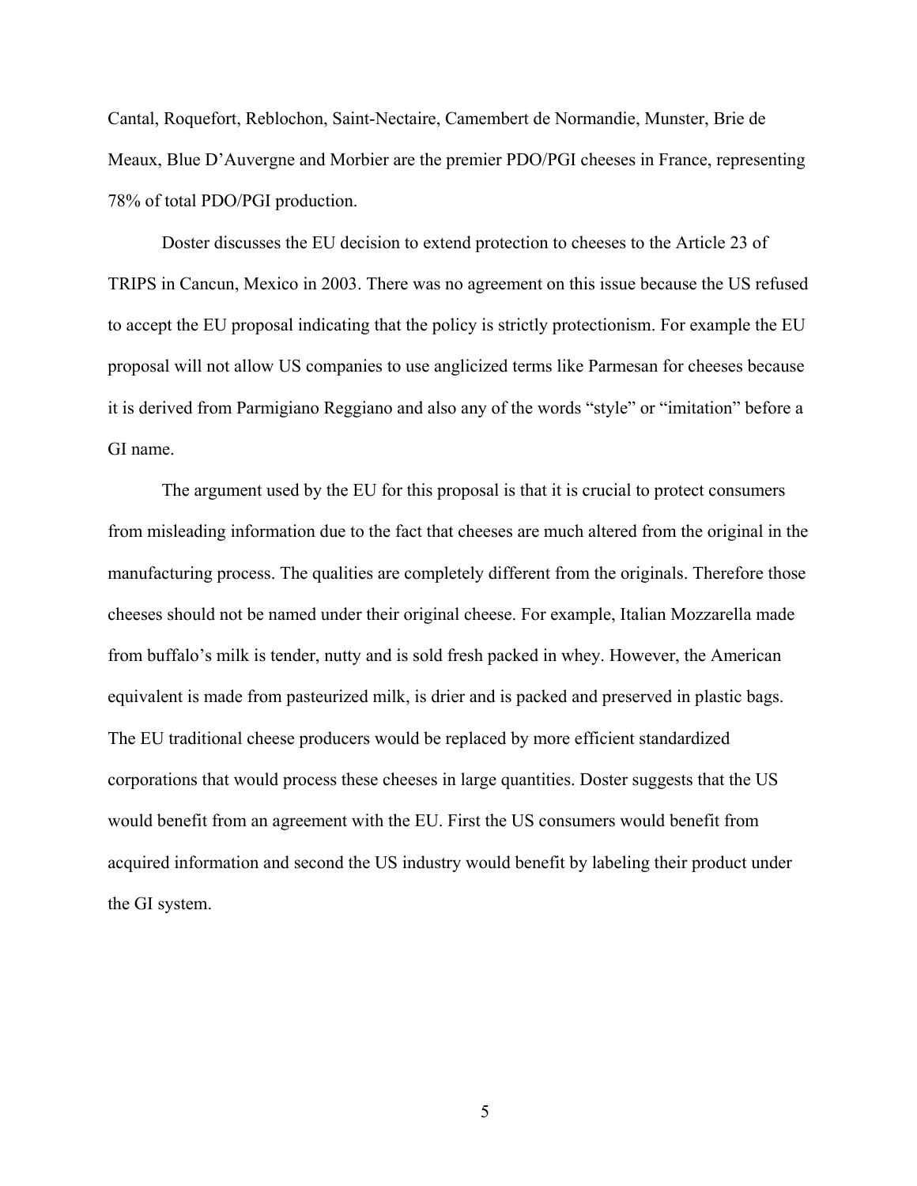Cantal, Roquefort, Reblochon, Saint-Nectaire, Camembert de Normandie, Munster, Brie de Meaux, Blue D'Auvergne and Morbier are the premier PDO/PGI cheeses in France, representing 78% of total PDO/PGI production.

Doster discusses the EU decision to extend protection to cheeses to the Article 23 of TRIPS in Cancun, Mexico in 2003. There was no agreement on this issue because the US refused to accept the EU proposal indicating that the policy is strictly protectionism. For example the EU proposal will not allow US companies to use anglicized terms like Parmesan for cheeses because it is derived from Parmigiano Reggiano and also any of the words "style" or "imitation" before a GI name.

The argument used by the EU for this proposal is that it is crucial to protect consumers from misleading information due to the fact that cheeses are much altered from the original in the manufacturing process. The qualities are completely different from the originals. Therefore those cheeses should not be named under their original cheese. For example, Italian Mozzarella made from buffalo's milk is tender, nutty and is sold fresh packed in whey. However, the American equivalent is made from pasteurized milk, is drier and is packed and preserved in plastic bags. The EU traditional cheese producers would be replaced by more efficient standardized corporations that would process these cheeses in large quantities. Doster suggests that the US would benefit from an agreement with the EU. First the US consumers would benefit from acquired information and second the US industry would benefit by labeling their product under the GI system.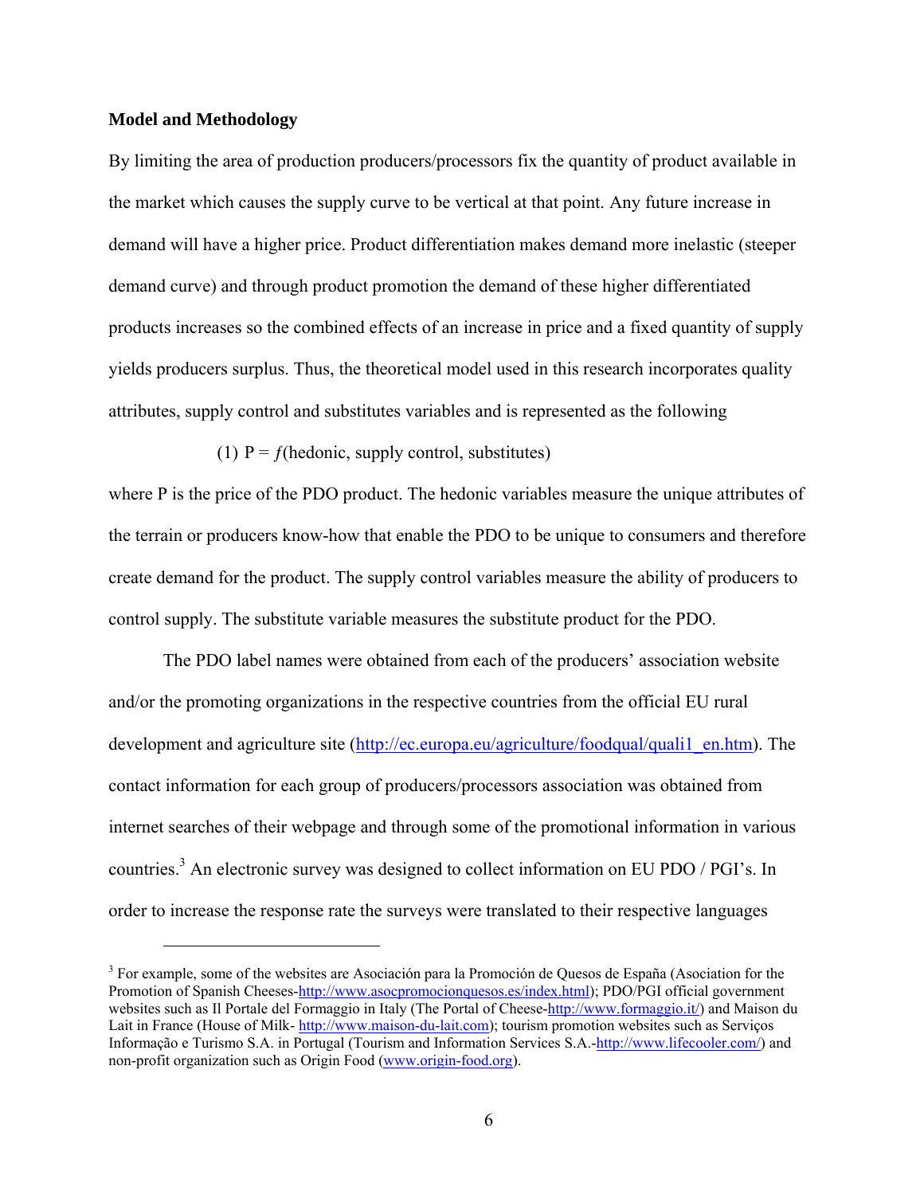**Model and Methodology**

By limiting the area of production producers/processors fix the quantity of product available in the market which causes the supply curve to be vertical at that point. Any future increase in demand will have a higher price. Product differentiation makes demand more inelastic (steeper demand curve) and through product promotion the demand of these higher differentiated products increases so the combined effects of an increase in price and a fixed quantity of supply yields producers surplus. Thus, the theoretical model used in this research incorporates quality attributes, supply control and substitutes variables and is represented as the following

$$(1)\ \mathrm{P} = f(\text{hedonic, supply control, substitutes})$$

where P is the price of the PDO product. The hedonic variables measure the unique attributes of the terrain or producers know-how that enable the PDO to be unique to consumers and therefore create demand for the product. The supply control variables measure the ability of producers to control supply. The substitute variable measures the substitute product for the PDO.

The PDO label names were obtained from each of the producers' association website and/or the promoting organizations in the respective countries from the official EU rural development and agriculture site (http://ec.europa.eu/agriculture/foodqual/quali1_en.htm). The contact information for each group of producers/processors association was obtained from internet searches of their webpage and through some of the promotional information in various countries.[3] An electronic survey was designed to collect information on EU PDO / PGI's. In order to increase the response rate the surveys were translated to their respective languages

---

[3] For example, some of the websites are Asociación para la Promoción de Quesos de España (Asociation for the Promotion of Spanish Cheeses-http://www.asocpromocionquesos.es/index.html); PDO/PGI official government websites such as Il Portale del Formaggio in Italy (The Portal of Cheese-http://www.formaggio.it/) and Maison du Lait in France (House of Milk- http://www.maison-du-lait.com); tourism promotion websites such as Serviços Informação e Turismo S.A. in Portugal (Tourism and Information Services S.A.-http://www.lifecooler.com/) and non-profit organization such as Origin Food (www.origin-food.org).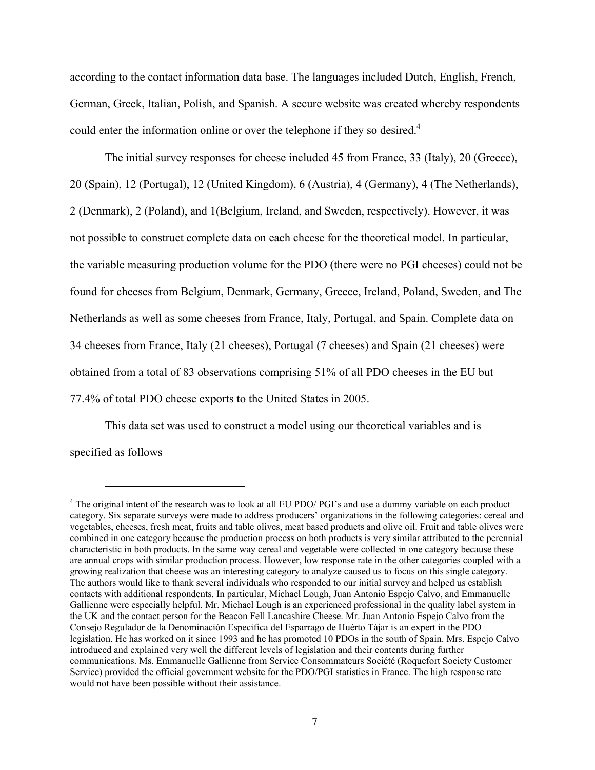according to the contact information data base. The languages included Dutch, English, French, German, Greek, Italian, Polish, and Spanish. A secure website was created whereby respondents could enter the information online or over the telephone if they so desired.[4]

The initial survey responses for cheese included 45 from France, 33 (Italy), 20 (Greece), 20 (Spain), 12 (Portugal), 12 (United Kingdom), 6 (Austria), 4 (Germany), 4 (The Netherlands), 2 (Denmark), 2 (Poland), and 1(Belgium, Ireland, and Sweden, respectively). However, it was not possible to construct complete data on each cheese for the theoretical model. In particular, the variable measuring production volume for the PDO (there were no PGI cheeses) could not be found for cheeses from Belgium, Denmark, Germany, Greece, Ireland, Poland, Sweden, and The Netherlands as well as some cheeses from France, Italy, Portugal, and Spain. Complete data on 34 cheeses from France, Italy (21 cheeses), Portugal (7 cheeses) and Spain (21 cheeses) were obtained from a total of 83 observations comprising 51% of all PDO cheeses in the EU but 77.4% of total PDO cheese exports to the United States in 2005.

This data set was used to construct a model using our theoretical variables and is specified as follows

---

[4] The original intent of the research was to look at all EU PDO/ PGI's and use a dummy variable on each product category. Six separate surveys were made to address producers' organizations in the following categories: cereal and vegetables, cheeses, fresh meat, fruits and table olives, meat based products and olive oil. Fruit and table olives were combined in one category because the production process on both products is very similar attributed to the perennial characteristic in both products. In the same way cereal and vegetable were collected in one category because these are annual crops with similar production process. However, low response rate in the other categories coupled with a growing realization that cheese was an interesting category to analyze caused us to focus on this single category. The authors would like to thank several individuals who responded to our initial survey and helped us establish contacts with additional respondents. In particular, Michael Lough, Juan Antonio Espejo Calvo, and Emmanuelle Gallienne were especially helpful. Mr. Michael Lough is an experienced professional in the quality label system in the UK and the contact person for the Beacon Fell Lancashire Cheese. Mr. Juan Antonio Espejo Calvo from the Consejo Regulador de la Denominación Especifica del Esparrago de Huérto Tájar is an expert in the PDO legislation. He has worked on it since 1993 and he has promoted 10 PDOs in the south of Spain. Mrs. Espejo Calvo introduced and explained very well the different levels of legislation and their contents during further communications. Ms. Emmanuelle Gallienne from Service Consommateurs Société (Roquefort Society Customer Service) provided the official government website for the PDO/PGI statistics in France. The high response rate would not have been possible without their assistance.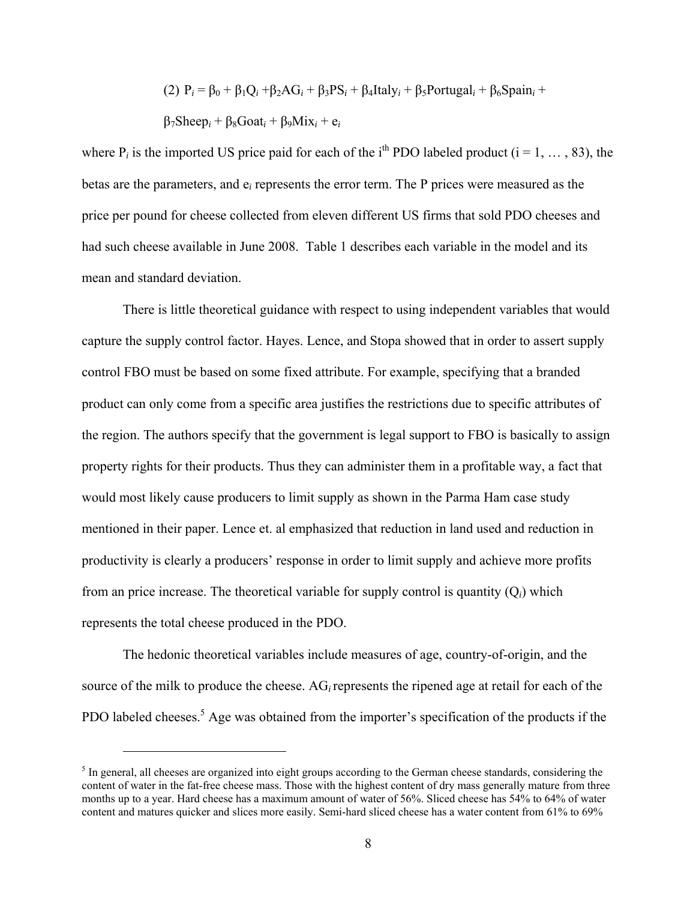$$(2)\ P_i = \beta_0 + \beta_1 Q_i + \beta_2 AG_i + \beta_3 PS_i + \beta_4 Italy_i + \beta_5 Portugal_i + \beta_6 Spain_i + \beta_7 Sheep_i + \beta_8 Goat_i + \beta_9 Mix_i + e_i$$

where $P_i$ is the imported US price paid for each of the $i^{th}$ PDO labeled product ($i = 1, \dots, 83$), the betas are the parameters, and $e_i$ represents the error term. The P prices were measured as the price per pound for cheese collected from eleven different US firms that sold PDO cheeses and had such cheese available in June 2008. Table 1 describes each variable in the model and its mean and standard deviation.

There is little theoretical guidance with respect to using independent variables that would capture the supply control factor. Hayes. Lence, and Stopa showed that in order to assert supply control FBO must be based on some fixed attribute. For example, specifying that a branded product can only come from a specific area justifies the restrictions due to specific attributes of the region. The authors specify that the government is legal support to FBO is basically to assign property rights for their products. Thus they can administer them in a profitable way, a fact that would most likely cause producers to limit supply as shown in the Parma Ham case study mentioned in their paper. Lence et. al emphasized that reduction in land used and reduction in productivity is clearly a producers' response in order to limit supply and achieve more profits from an price increase. The theoretical variable for supply control is quantity ($Q_i$) which represents the total cheese produced in the PDO.

The hedonic theoretical variables include measures of age, country-of-origin, and the source of the milk to produce the cheese. $AG_i$ represents the ripened age at retail for each of the PDO labeled cheeses.[5] Age was obtained from the importer's specification of the products if the

[5] In general, all cheeses are organized into eight groups according to the German cheese standards, considering the content of water in the fat-free cheese mass. Those with the highest content of dry mass generally mature from three months up to a year. Hard cheese has a maximum amount of water of 56%. Sliced cheese has 54% to 64% of water content and matures quicker and slices more easily. Semi-hard sliced cheese has a water content from 61% to 69%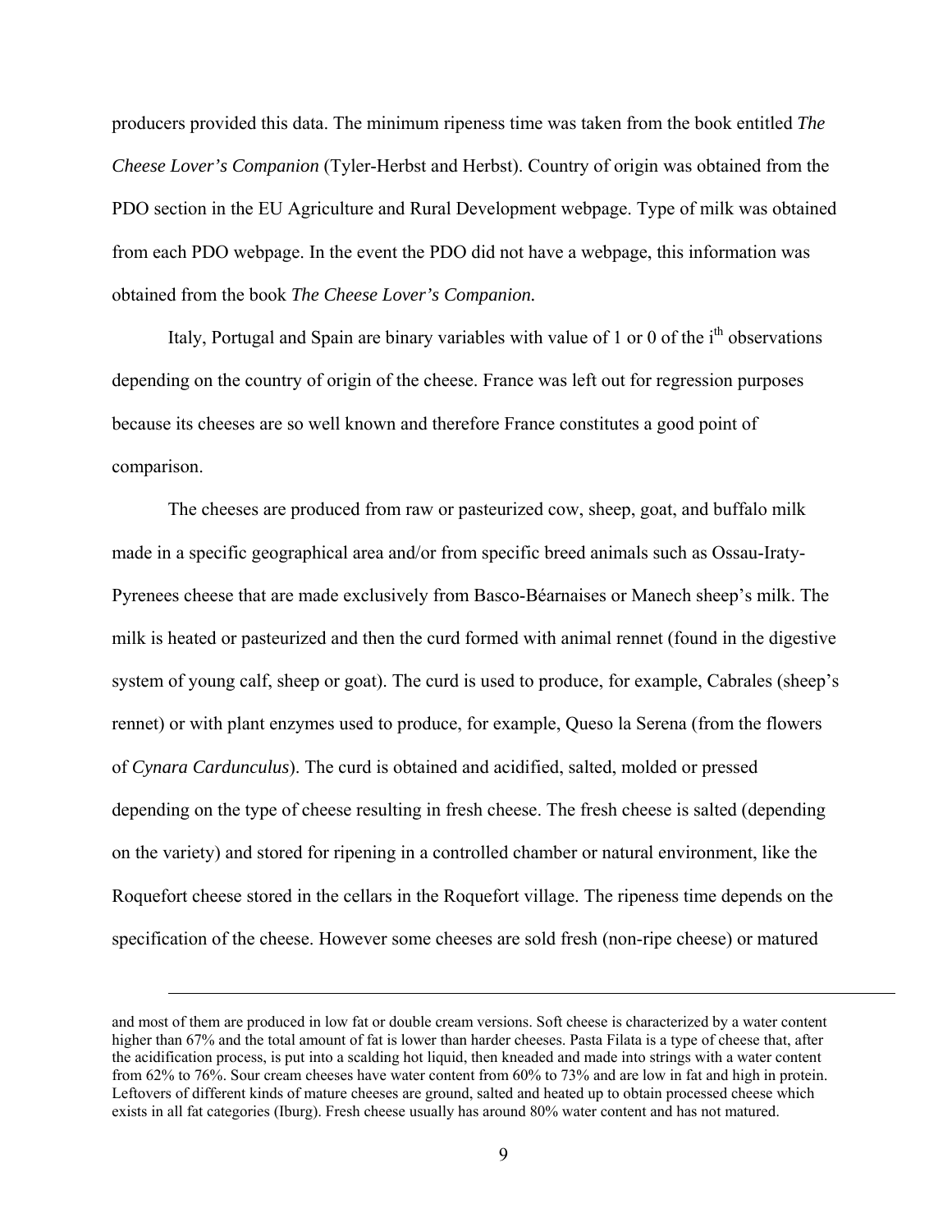producers provided this data. The minimum ripeness time was taken from the book entitled *The Cheese Lover's Companion* (Tyler-Herbst and Herbst). Country of origin was obtained from the PDO section in the EU Agriculture and Rural Development webpage. Type of milk was obtained from each PDO webpage. In the event the PDO did not have a webpage, this information was obtained from the book *The Cheese Lover's Companion.*

Italy, Portugal and Spain are binary variables with value of 1 or 0 of the $i^{th}$ observations depending on the country of origin of the cheese. France was left out for regression purposes because its cheeses are so well known and therefore France constitutes a good point of comparison.

The cheeses are produced from raw or pasteurized cow, sheep, goat, and buffalo milk made in a specific geographical area and/or from specific breed animals such as Ossau-Iraty-Pyrenees cheese that are made exclusively from Basco-Béarnaises or Manech sheep's milk. The milk is heated or pasteurized and then the curd formed with animal rennet (found in the digestive system of young calf, sheep or goat). The curd is used to produce, for example, Cabrales (sheep's rennet) or with plant enzymes used to produce, for example, Queso la Serena (from the flowers of *Cynara Cardunculus*). The curd is obtained and acidified, salted, molded or pressed depending on the type of cheese resulting in fresh cheese. The fresh cheese is salted (depending on the variety) and stored for ripening in a controlled chamber or natural environment, like the Roquefort cheese stored in the cellars in the Roquefort village. The ripeness time depends on the specification of the cheese. However some cheeses are sold fresh (non-ripe cheese) or matured

---

and most of them are produced in low fat or double cream versions. Soft cheese is characterized by a water content higher than 67% and the total amount of fat is lower than harder cheeses. Pasta Filata is a type of cheese that, after the acidification process, is put into a scalding hot liquid, then kneaded and made into strings with a water content from 62% to 76%. Sour cream cheeses have water content from 60% to 73% and are low in fat and high in protein. Leftovers of different kinds of mature cheeses are ground, salted and heated up to obtain processed cheese which exists in all fat categories (Iburg). Fresh cheese usually has around 80% water content and has not matured.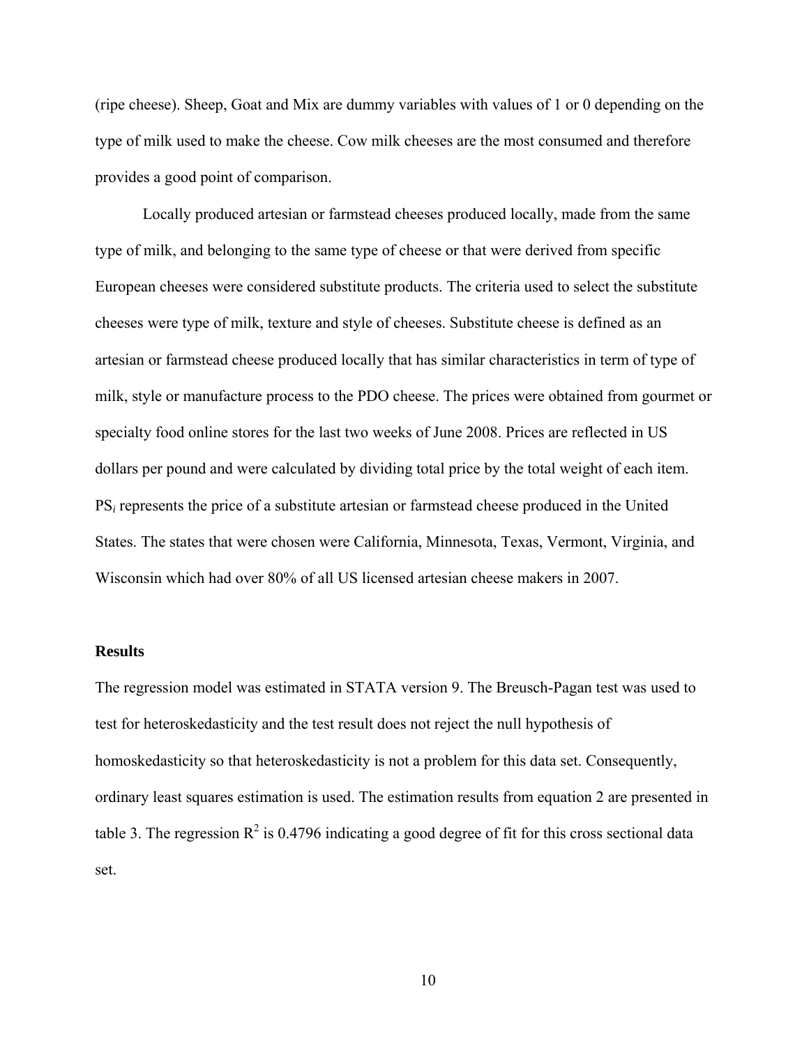(ripe cheese). Sheep, Goat and Mix are dummy variables with values of 1 or 0 depending on the type of milk used to make the cheese. Cow milk cheeses are the most consumed and therefore provides a good point of comparison.

Locally produced artesian or farmstead cheeses produced locally, made from the same type of milk, and belonging to the same type of cheese or that were derived from specific European cheeses were considered substitute products. The criteria used to select the substitute cheeses were type of milk, texture and style of cheeses. Substitute cheese is defined as an artesian or farmstead cheese produced locally that has similar characteristics in term of type of milk, style or manufacture process to the PDO cheese. The prices were obtained from gourmet or specialty food online stores for the last two weeks of June 2008. Prices are reflected in US dollars per pound and were calculated by dividing total price by the total weight of each item. $PS_i$ represents the price of a substitute artesian or farmstead cheese produced in the United States. The states that were chosen were California, Minnesota, Texas, Vermont, Virginia, and Wisconsin which had over 80% of all US licensed artesian cheese makers in 2007.

## Results

The regression model was estimated in STATA version 9. The Breusch-Pagan test was used to test for heteroskedasticity and the test result does not reject the null hypothesis of homoskedasticity so that heteroskedasticity is not a problem for this data set. Consequently, ordinary least squares estimation is used. The estimation results from equation 2 are presented in table 3. The regression $R^2$ is 0.4796 indicating a good degree of fit for this cross sectional data set.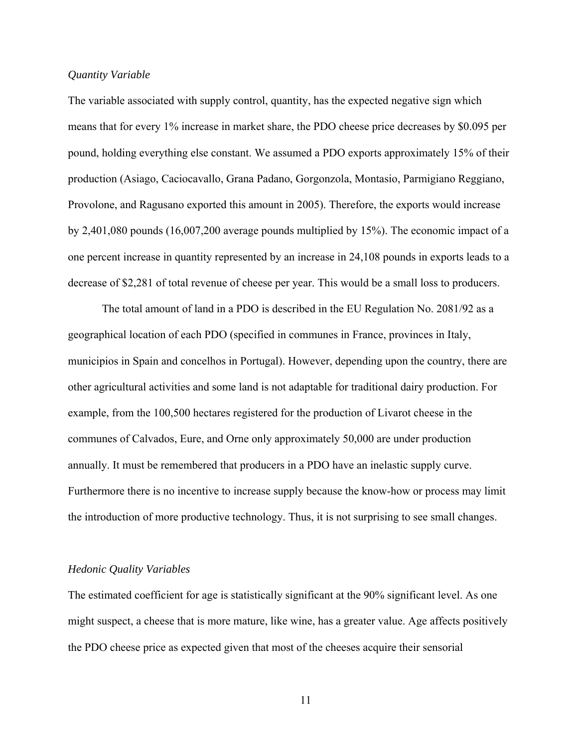*Quantity Variable*

The variable associated with supply control, quantity, has the expected negative sign which means that for every 1% increase in market share, the PDO cheese price decreases by \$0.095 per pound, holding everything else constant. We assumed a PDO exports approximately 15% of their production (Asiago, Caciocavallo, Grana Padano, Gorgonzola, Montasio, Parmigiano Reggiano, Provolone, and Ragusano exported this amount in 2005). Therefore, the exports would increase by 2,401,080 pounds (16,007,200 average pounds multiplied by 15%). The economic impact of a one percent increase in quantity represented by an increase in 24,108 pounds in exports leads to a decrease of \$2,281 of total revenue of cheese per year. This would be a small loss to producers.

The total amount of land in a PDO is described in the EU Regulation No. 2081/92 as a geographical location of each PDO (specified in communes in France, provinces in Italy, municipios in Spain and concelhos in Portugal). However, depending upon the country, there are other agricultural activities and some land is not adaptable for traditional dairy production. For example, from the 100,500 hectares registered for the production of Livarot cheese in the communes of Calvados, Eure, and Orne only approximately 50,000 are under production annually. It must be remembered that producers in a PDO have an inelastic supply curve. Furthermore there is no incentive to increase supply because the know-how or process may limit the introduction of more productive technology. Thus, it is not surprising to see small changes.

*Hedonic Quality Variables*

The estimated coefficient for age is statistically significant at the 90% significant level. As one might suspect, a cheese that is more mature, like wine, has a greater value. Age affects positively the PDO cheese price as expected given that most of the cheeses acquire their sensorial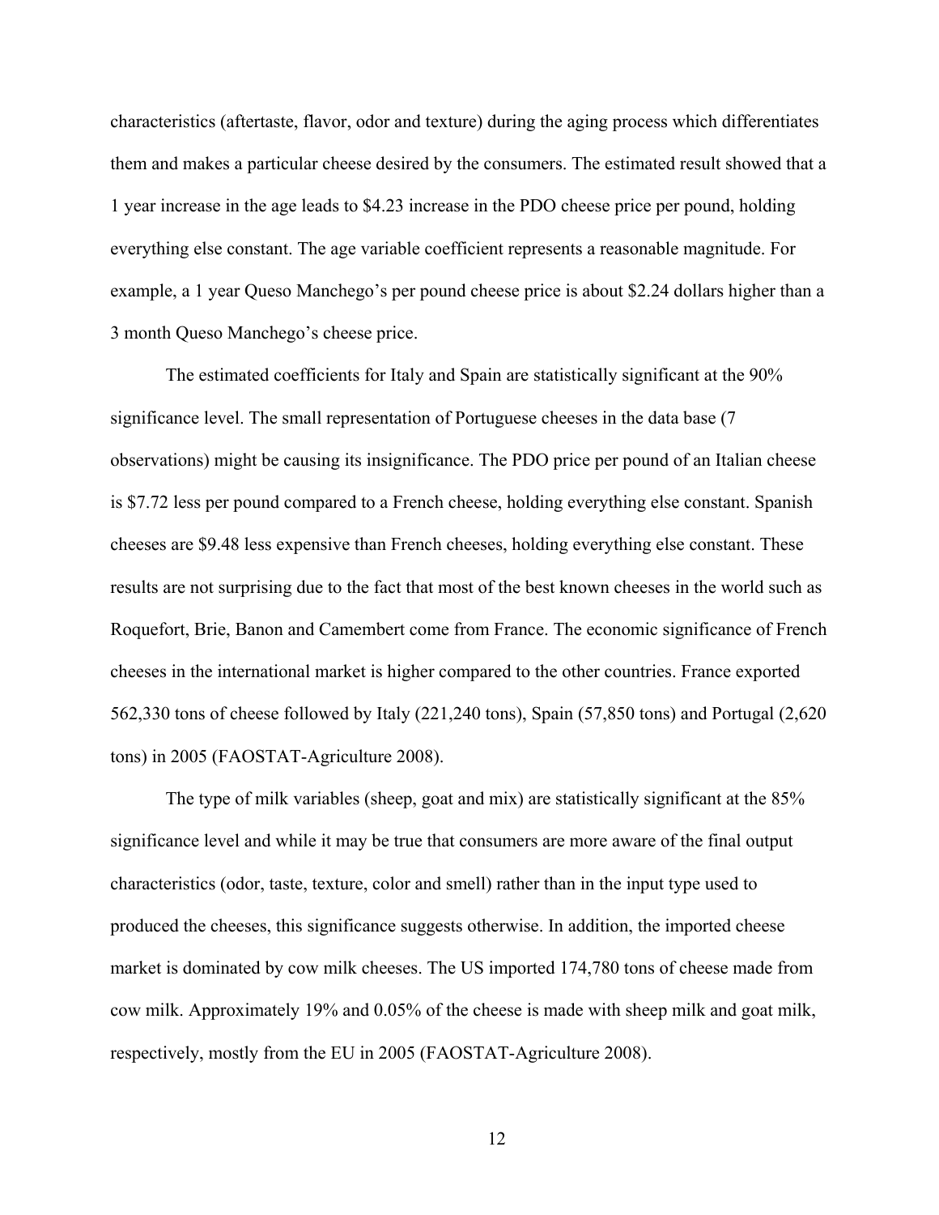characteristics (aftertaste, flavor, odor and texture) during the aging process which differentiates them and makes a particular cheese desired by the consumers. The estimated result showed that a 1 year increase in the age leads to $4.23 increase in the PDO cheese price per pound, holding everything else constant. The age variable coefficient represents a reasonable magnitude. For example, a 1 year Queso Manchego's per pound cheese price is about $2.24 dollars higher than a 3 month Queso Manchego's cheese price.

The estimated coefficients for Italy and Spain are statistically significant at the 90% significance level. The small representation of Portuguese cheeses in the data base (7 observations) might be causing its insignificance. The PDO price per pound of an Italian cheese is $7.72 less per pound compared to a French cheese, holding everything else constant. Spanish cheeses are $9.48 less expensive than French cheeses, holding everything else constant. These results are not surprising due to the fact that most of the best known cheeses in the world such as Roquefort, Brie, Banon and Camembert come from France. The economic significance of French cheeses in the international market is higher compared to the other countries. France exported 562,330 tons of cheese followed by Italy (221,240 tons), Spain (57,850 tons) and Portugal (2,620 tons) in 2005 (FAOSTAT-Agriculture 2008).

The type of milk variables (sheep, goat and mix) are statistically significant at the 85% significance level and while it may be true that consumers are more aware of the final output characteristics (odor, taste, texture, color and smell) rather than in the input type used to produced the cheeses, this significance suggests otherwise. In addition, the imported cheese market is dominated by cow milk cheeses. The US imported 174,780 tons of cheese made from cow milk. Approximately 19% and 0.05% of the cheese is made with sheep milk and goat milk, respectively, mostly from the EU in 2005 (FAOSTAT-Agriculture 2008).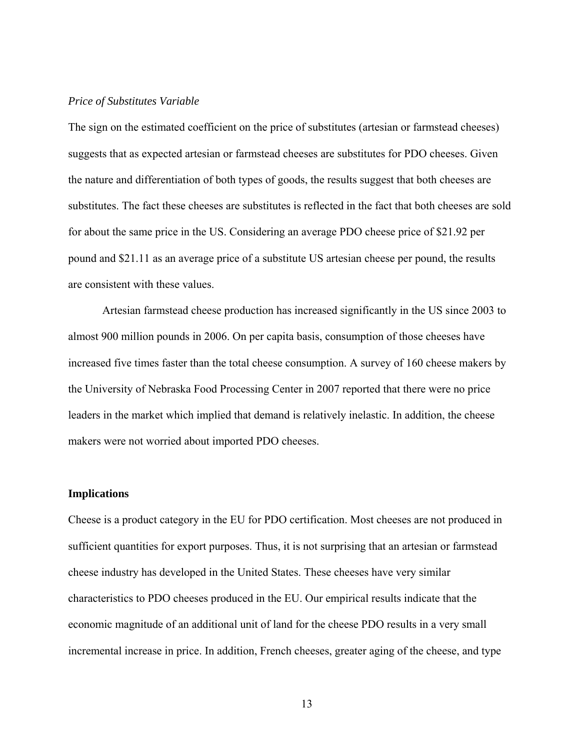*Price of Substitutes Variable*

The sign on the estimated coefficient on the price of substitutes (artesian or farmstead cheeses) suggests that as expected artesian or farmstead cheeses are substitutes for PDO cheeses. Given the nature and differentiation of both types of goods, the results suggest that both cheeses are substitutes. The fact these cheeses are substitutes is reflected in the fact that both cheeses are sold for about the same price in the US. Considering an average PDO cheese price of $21.92 per pound and $21.11 as an average price of a substitute US artesian cheese per pound, the results are consistent with these values.

Artesian farmstead cheese production has increased significantly in the US since 2003 to almost 900 million pounds in 2006. On per capita basis, consumption of those cheeses have increased five times faster than the total cheese consumption. A survey of 160 cheese makers by the University of Nebraska Food Processing Center in 2007 reported that there were no price leaders in the market which implied that demand is relatively inelastic. In addition, the cheese makers were not worried about imported PDO cheeses.

**Implications**

Cheese is a product category in the EU for PDO certification. Most cheeses are not produced in sufficient quantities for export purposes. Thus, it is not surprising that an artesian or farmstead cheese industry has developed in the United States. These cheeses have very similar characteristics to PDO cheeses produced in the EU. Our empirical results indicate that the economic magnitude of an additional unit of land for the cheese PDO results in a very small incremental increase in price. In addition, French cheeses, greater aging of the cheese, and type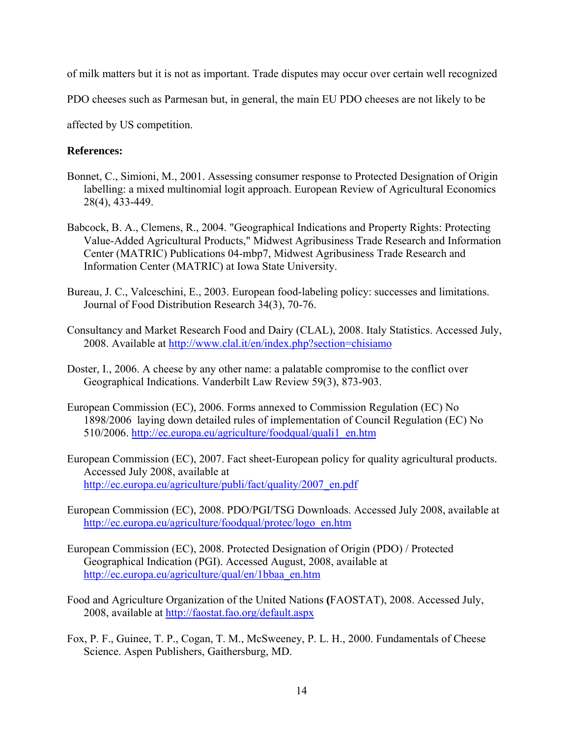of milk matters but it is not as important. Trade disputes may occur over certain well recognized PDO cheeses such as Parmesan but, in general, the main EU PDO cheeses are not likely to be affected by US competition.

**References:**

Bonnet, C., Simioni, M., 2001. Assessing consumer response to Protected Designation of Origin labelling: a mixed multinomial logit approach. European Review of Agricultural Economics 28(4), 433-449.

Babcock, B. A., Clemens, R., 2004. "Geographical Indications and Property Rights: Protecting Value-Added Agricultural Products," Midwest Agribusiness Trade Research and Information Center (MATRIC) Publications 04-mbp7, Midwest Agribusiness Trade Research and Information Center (MATRIC) at Iowa State University.

Bureau, J. C., Valceschini, E., 2003. European food-labeling policy: successes and limitations. Journal of Food Distribution Research 34(3), 70-76.

Consultancy and Market Research Food and Dairy (CLAL), 2008. Italy Statistics. Accessed July, 2008. Available at http://www.clal.it/en/index.php?section=chisiamo

Doster, I., 2006. A cheese by any other name: a palatable compromise to the conflict over Geographical Indications. Vanderbilt Law Review 59(3), 873-903.

European Commission (EC), 2006. Forms annexed to Commission Regulation (EC) No 1898/2006 laying down detailed rules of implementation of Council Regulation (EC) No 510/2006. http://ec.europa.eu/agriculture/foodqual/quali1_en.htm

European Commission (EC), 2007. Fact sheet-European policy for quality agricultural products. Accessed July 2008, available at http://ec.europa.eu/agriculture/publi/fact/quality/2007_en.pdf

European Commission (EC), 2008. PDO/PGI/TSG Downloads. Accessed July 2008, available at http://ec.europa.eu/agriculture/foodqual/protec/logo_en.htm

European Commission (EC), 2008. Protected Designation of Origin (PDO) / Protected Geographical Indication (PGI). Accessed August, 2008, available at http://ec.europa.eu/agriculture/qual/en/1bbaa_en.htm

Food and Agriculture Organization of the United Nations **(**FAOSTAT), 2008. Accessed July, 2008, available at http://faostat.fao.org/default.aspx

Fox, P. F., Guinee, T. P., Cogan, T. M., McSweeney, P. L. H., 2000. Fundamentals of Cheese Science. Aspen Publishers, Gaithersburg, MD.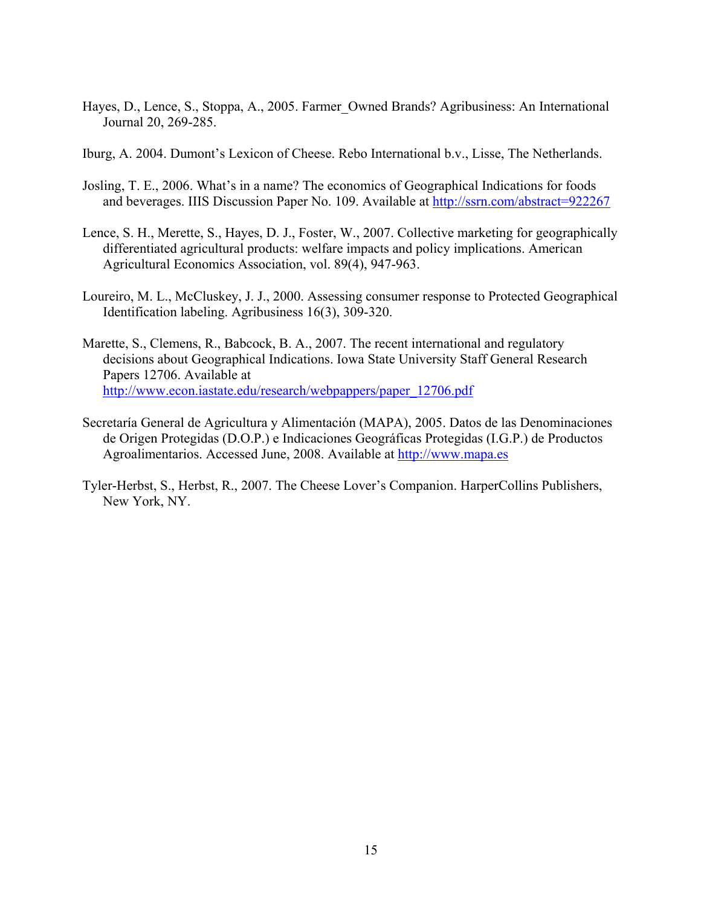Hayes, D., Lence, S., Stoppa, A., 2005. Farmer_Owned Brands? Agribusiness: An International Journal 20, 269-285.

Iburg, A. 2004. Dumont's Lexicon of Cheese. Rebo International b.v., Lisse, The Netherlands.

Josling, T. E., 2006. What's in a name? The economics of Geographical Indications for foods and beverages. IIIS Discussion Paper No. 109. Available at http://ssrn.com/abstract=922267

Lence, S. H., Merette, S., Hayes, D. J., Foster, W., 2007. Collective marketing for geographically differentiated agricultural products: welfare impacts and policy implications. American Agricultural Economics Association, vol. 89(4), 947-963.

Loureiro, M. L., McCluskey, J. J., 2000. Assessing consumer response to Protected Geographical Identification labeling. Agribusiness 16(3), 309-320.

Marette, S., Clemens, R., Babcock, B. A., 2007. The recent international and regulatory decisions about Geographical Indications. Iowa State University Staff General Research Papers 12706. Available at http://www.econ.iastate.edu/research/webpappers/paper_12706.pdf

Secretaría General de Agricultura y Alimentación (MAPA), 2005. Datos de las Denominaciones de Origen Protegidas (D.O.P.) e Indicaciones Geográficas Protegidas (I.G.P.) de Productos Agroalimentarios. Accessed June, 2008. Available at http://www.mapa.es

Tyler-Herbst, S., Herbst, R., 2007. The Cheese Lover's Companion. HarperCollins Publishers, New York, NY.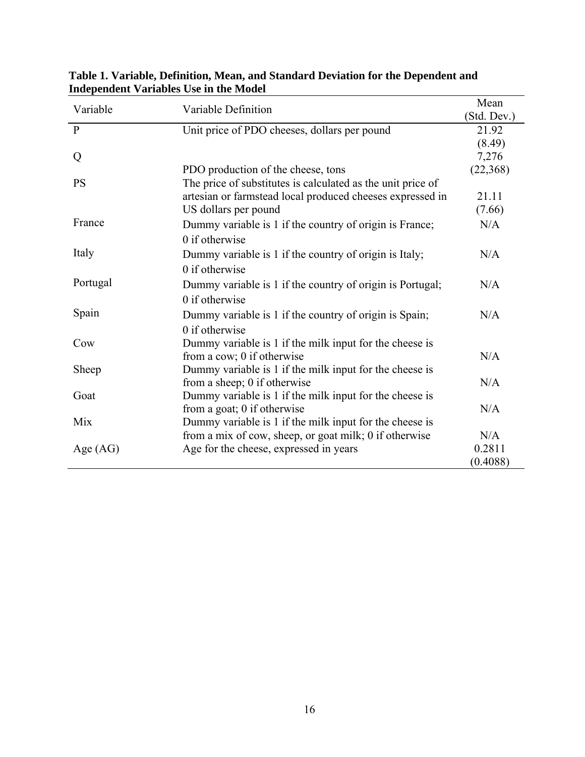**Table 1. Variable, Definition, Mean, and Standard Deviation for the Dependent and Independent Variables Use in the Model**

| Variable | Variable Definition | Mean (Std. Dev.) |
|---|---|---|
| P | Unit price of PDO cheeses, dollars per pound | 21.92 (8.49) |
| Q | PDO production of the cheese, tons | 7,276 (22,368) |
| PS | The price of substitutes is calculated as the unit price of artesian or farmstead local produced cheeses expressed in US dollars per pound | 21.11 (7.66) |
| France | Dummy variable is 1 if the country of origin is France; 0 if otherwise | N/A |
| Italy | Dummy variable is 1 if the country of origin is Italy; 0 if otherwise | N/A |
| Portugal | Dummy variable is 1 if the country of origin is Portugal; 0 if otherwise | N/A |
| Spain | Dummy variable is 1 if the country of origin is Spain; 0 if otherwise | N/A |
| Cow | Dummy variable is 1 if the milk input for the cheese is from a cow; 0 if otherwise | N/A |
| Sheep | Dummy variable is 1 if the milk input for the cheese is from a sheep; 0 if otherwise | N/A |
| Goat | Dummy variable is 1 if the milk input for the cheese is from a goat; 0 if otherwise | N/A |
| Mix | Dummy variable is 1 if the milk input for the cheese is from a mix of cow, sheep, or goat milk; 0 if otherwise | N/A |
| Age (AG) | Age for the cheese, expressed in years | 0.2811 (0.4088) |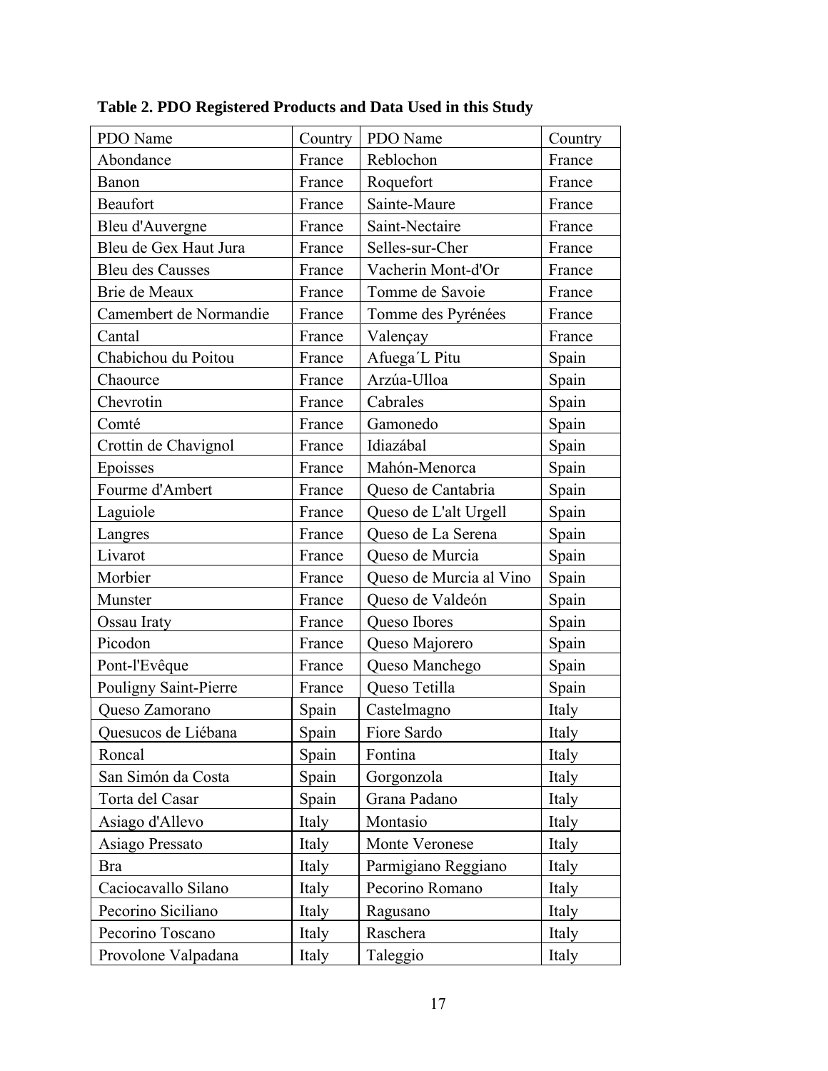**Table 2. PDO Registered Products and Data Used in this Study**

| PDO Name | Country | PDO Name | Country |
|---|---|---|---|
| Abondance | France | Reblochon | France |
| Banon | France | Roquefort | France |
| Beaufort | France | Sainte-Maure | France |
| Bleu d'Auvergne | France | Saint-Nectaire | France |
| Bleu de Gex Haut Jura | France | Selles-sur-Cher | France |
| Bleu des Causses | France | Vacherin Mont-d'Or | France |
| Brie de Meaux | France | Tomme de Savoie | France |
| Camembert de Normandie | France | Tomme des Pyrénées | France |
| Cantal | France | Valençay | France |
| Chabichou du Poitou | France | Afuega´L Pitu | Spain |
| Chaource | France | Arzúa-Ulloa | Spain |
| Chevrotin | France | Cabrales | Spain |
| Comté | France | Gamonedo | Spain |
| Crottin de Chavignol | France | Idiazábal | Spain |
| Epoisses | France | Mahón-Menorca | Spain |
| Fourme d'Ambert | France | Queso de Cantabria | Spain |
| Laguiole | France | Queso de L'alt Urgell | Spain |
| Langres | France | Queso de La Serena | Spain |
| Livarot | France | Queso de Murcia | Spain |
| Morbier | France | Queso de Murcia al Vino | Spain |
| Munster | France | Queso de Valdeón | Spain |
| Ossau Iraty | France | Queso Ibores | Spain |
| Picodon | France | Queso Majorero | Spain |
| Pont-l'Evêque | France | Queso Manchego | Spain |
| Pouligny Saint-Pierre | France | Queso Tetilla | Spain |
| Queso Zamorano | Spain | Castelmagno | Italy |
| Quesucos de Liébana | Spain | Fiore Sardo | Italy |
| Roncal | Spain | Fontina | Italy |
| San Simón da Costa | Spain | Gorgonzola | Italy |
| Torta del Casar | Spain | Grana Padano | Italy |
| Asiago d'Allevo | Italy | Montasio | Italy |
| Asiago Pressato | Italy | Monte Veronese | Italy |
| Bra | Italy | Parmigiano Reggiano | Italy |
| Caciocavallo Silano | Italy | Pecorino Romano | Italy |
| Pecorino Siciliano | Italy | Ragusano | Italy |
| Pecorino Toscano | Italy | Raschera | Italy |
| Provolone Valpadana | Italy | Taleggio | Italy |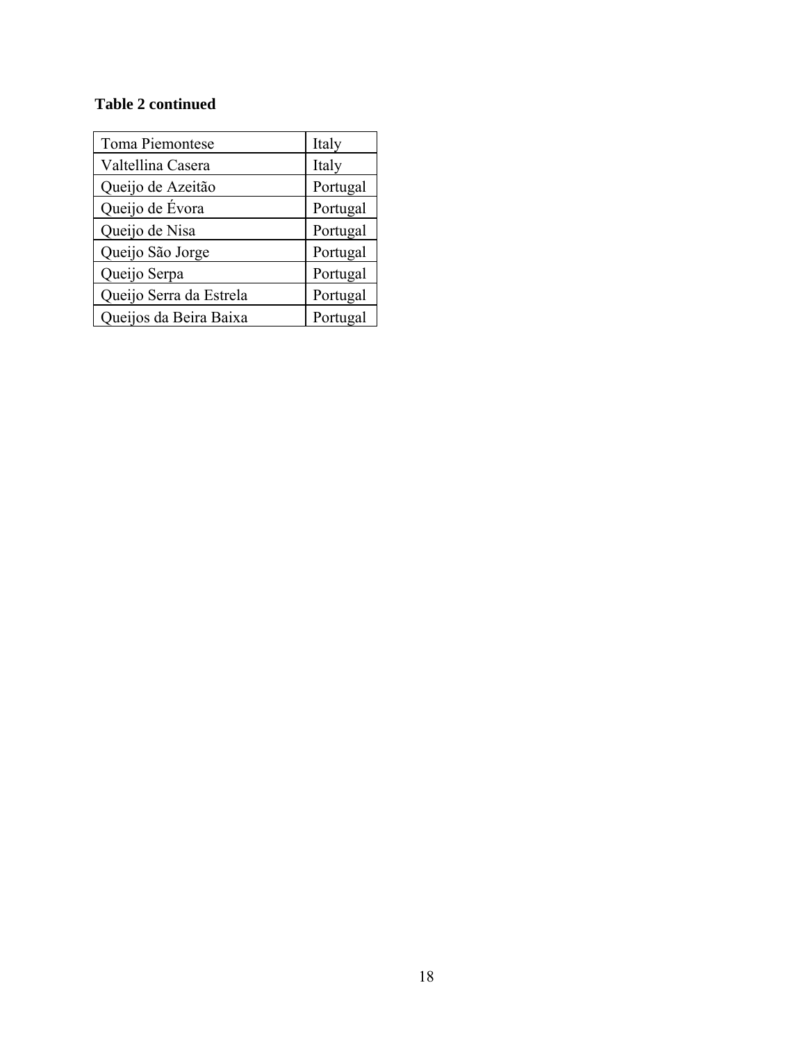**Table 2 continued**

| | |
|---|---|
| Toma Piemontese | Italy |
| Valtellina Casera | Italy |
| Queijo de Azeitão | Portugal |
| Queijo de Évora | Portugal |
| Queijo de Nisa | Portugal |
| Queijo São Jorge | Portugal |
| Queijo Serpa | Portugal |
| Queijo Serra da Estrela | Portugal |
| Queijos da Beira Baixa | Portugal |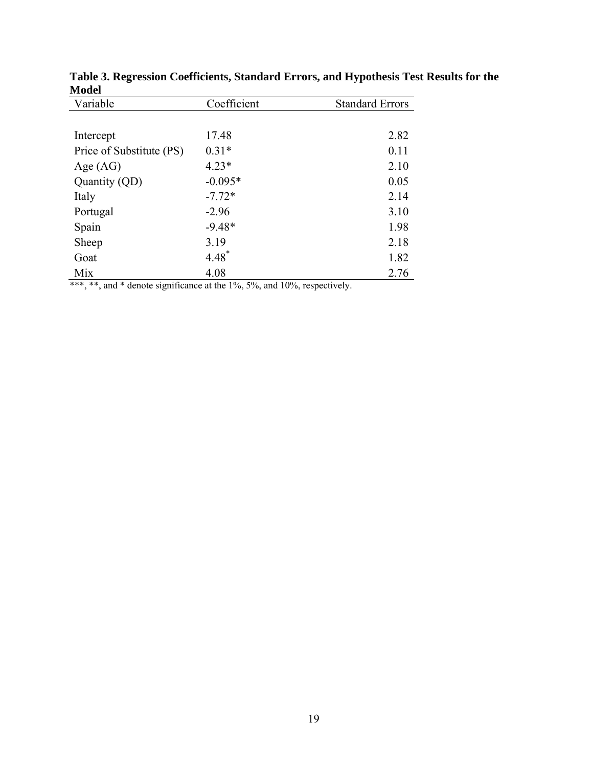**Table 3. Regression Coefficients, Standard Errors, and Hypothesis Test Results for the Model**

| Variable | Coefficient | Standard Errors |
|---|---|---|
| Intercept | 17.48 | 2.82 |
| Price of Substitute (PS) | 0.31* | 0.11 |
| Age (AG) | 4.23* | 2.10 |
| Quantity (QD) | -0.095* | 0.05 |
| Italy | -7.72* | 2.14 |
| Portugal | -2.96 | 3.10 |
| Spain | -9.48* | 1.98 |
| Sheep | 3.19 | 2.18 |
| Goat | 4.48* | 1.82 |
| Mix | 4.08 | 2.76 |

***, **, and * denote significance at the 1%, 5%, and 10%, respectively.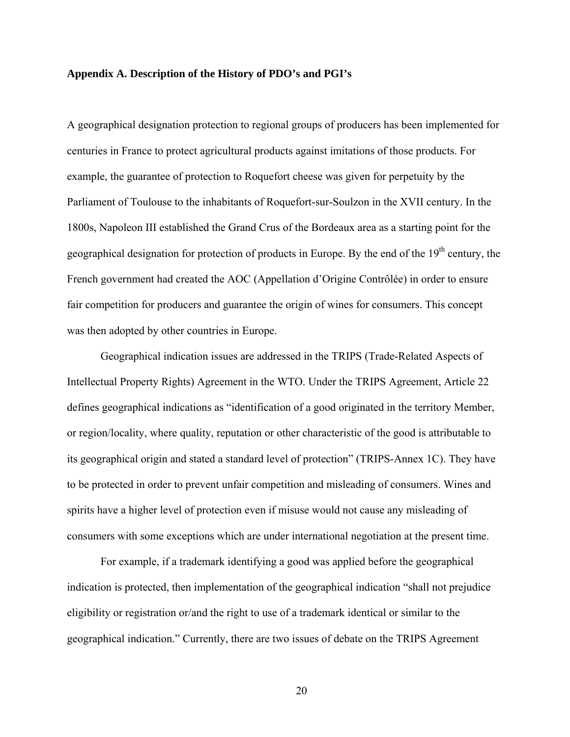**Appendix A. Description of the History of PDO's and PGI's**

A geographical designation protection to regional groups of producers has been implemented for centuries in France to protect agricultural products against imitations of those products. For example, the guarantee of protection to Roquefort cheese was given for perpetuity by the Parliament of Toulouse to the inhabitants of Roquefort-sur-Soulzon in the XVII century. In the 1800s, Napoleon III established the Grand Crus of the Bordeaux area as a starting point for the geographical designation for protection of products in Europe. By the end of the 19th century, the French government had created the AOC (Appellation d'Origine Contrôlée) in order to ensure fair competition for producers and guarantee the origin of wines for consumers. This concept was then adopted by other countries in Europe.

Geographical indication issues are addressed in the TRIPS (Trade-Related Aspects of Intellectual Property Rights) Agreement in the WTO. Under the TRIPS Agreement, Article 22 defines geographical indications as "identification of a good originated in the territory Member, or region/locality, where quality, reputation or other characteristic of the good is attributable to its geographical origin and stated a standard level of protection" (TRIPS-Annex 1C). They have to be protected in order to prevent unfair competition and misleading of consumers. Wines and spirits have a higher level of protection even if misuse would not cause any misleading of consumers with some exceptions which are under international negotiation at the present time.

For example, if a trademark identifying a good was applied before the geographical indication is protected, then implementation of the geographical indication "shall not prejudice eligibility or registration or/and the right to use of a trademark identical or similar to the geographical indication." Currently, there are two issues of debate on the TRIPS Agreement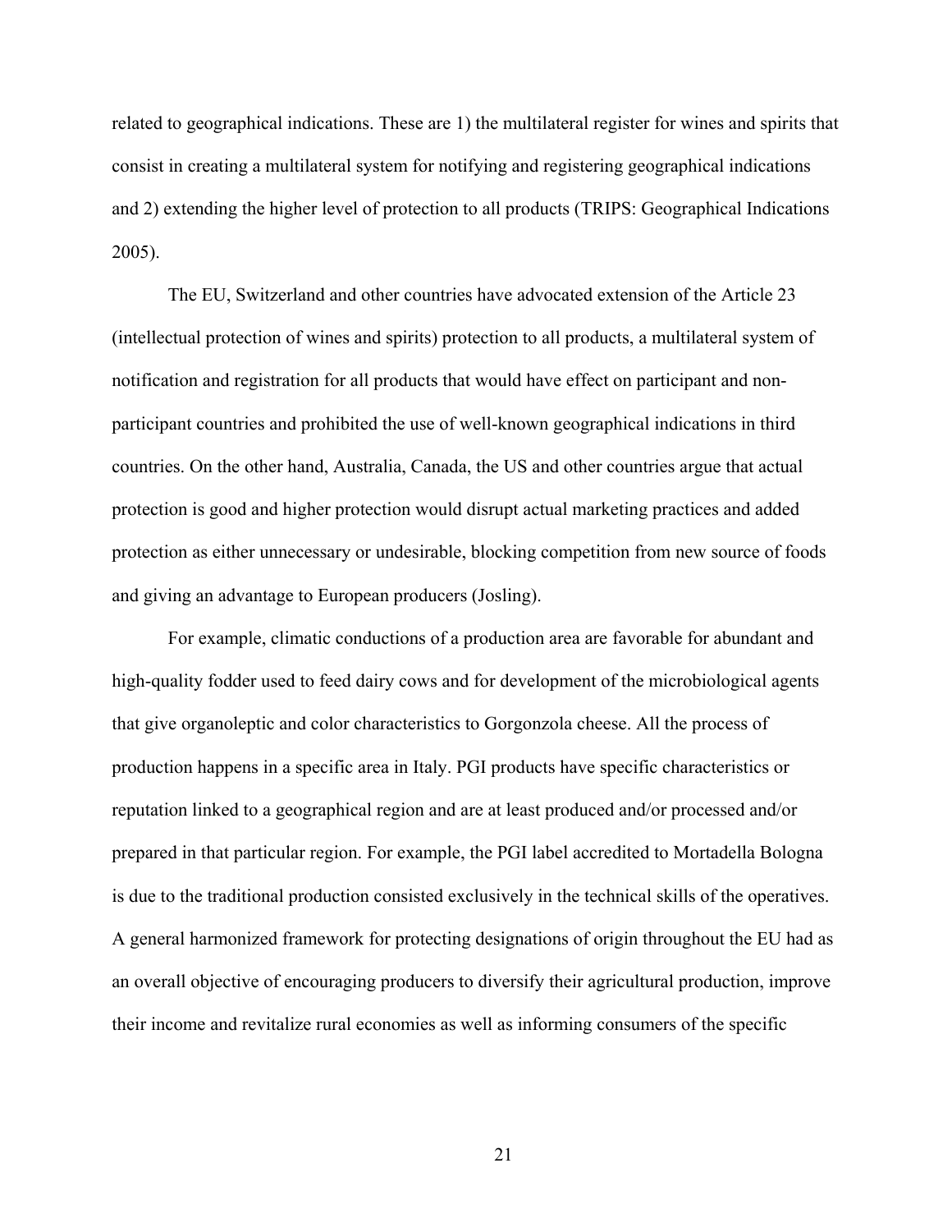related to geographical indications. These are 1) the multilateral register for wines and spirits that consist in creating a multilateral system for notifying and registering geographical indications and 2) extending the higher level of protection to all products (TRIPS: Geographical Indications 2005).

The EU, Switzerland and other countries have advocated extension of the Article 23 (intellectual protection of wines and spirits) protection to all products, a multilateral system of notification and registration for all products that would have effect on participant and non-participant countries and prohibited the use of well-known geographical indications in third countries. On the other hand, Australia, Canada, the US and other countries argue that actual protection is good and higher protection would disrupt actual marketing practices and added protection as either unnecessary or undesirable, blocking competition from new source of foods and giving an advantage to European producers (Josling).

For example, climatic conductions of a production area are favorable for abundant and high-quality fodder used to feed dairy cows and for development of the microbiological agents that give organoleptic and color characteristics to Gorgonzola cheese. All the process of production happens in a specific area in Italy. PGI products have specific characteristics or reputation linked to a geographical region and are at least produced and/or processed and/or prepared in that particular region. For example, the PGI label accredited to Mortadella Bologna is due to the traditional production consisted exclusively in the technical skills of the operatives. A general harmonized framework for protecting designations of origin throughout the EU had as an overall objective of encouraging producers to diversify their agricultural production, improve their income and revitalize rural economies as well as informing consumers of the specific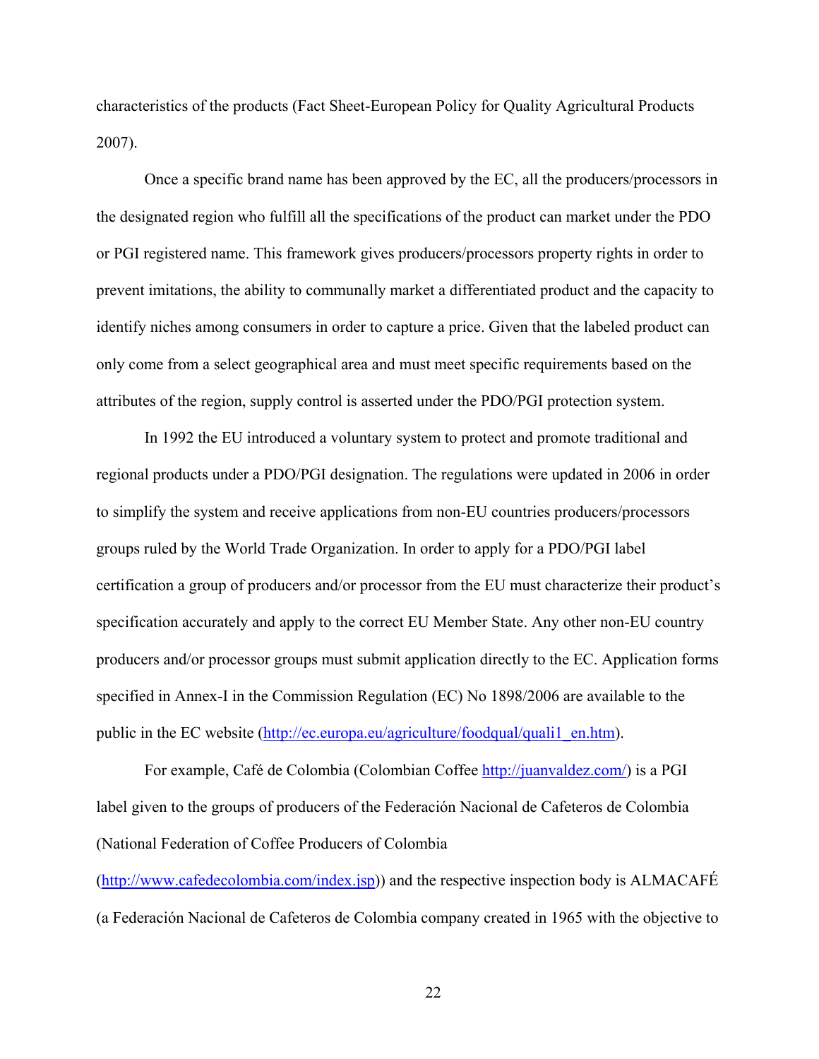characteristics of the products (Fact Sheet-European Policy for Quality Agricultural Products 2007).

Once a specific brand name has been approved by the EC, all the producers/processors in the designated region who fulfill all the specifications of the product can market under the PDO or PGI registered name. This framework gives producers/processors property rights in order to prevent imitations, the ability to communally market a differentiated product and the capacity to identify niches among consumers in order to capture a price. Given that the labeled product can only come from a select geographical area and must meet specific requirements based on the attributes of the region, supply control is asserted under the PDO/PGI protection system.

In 1992 the EU introduced a voluntary system to protect and promote traditional and regional products under a PDO/PGI designation. The regulations were updated in 2006 in order to simplify the system and receive applications from non-EU countries producers/processors groups ruled by the World Trade Organization. In order to apply for a PDO/PGI label certification a group of producers and/or processor from the EU must characterize their product's specification accurately and apply to the correct EU Member State. Any other non-EU country producers and/or processor groups must submit application directly to the EC. Application forms specified in Annex-I in the Commission Regulation (EC) No 1898/2006 are available to the public in the EC website (http://ec.europa.eu/agriculture/foodqual/quali1_en.htm).

For example, Café de Colombia (Colombian Coffee http://juanvaldez.com/) is a PGI label given to the groups of producers of the Federación Nacional de Cafeteros de Colombia (National Federation of Coffee Producers of Colombia (http://www.cafedecolombia.com/index.jsp)) and the respective inspection body is ALMACAFÉ (a Federación Nacional de Cafeteros de Colombia company created in 1965 with the objective to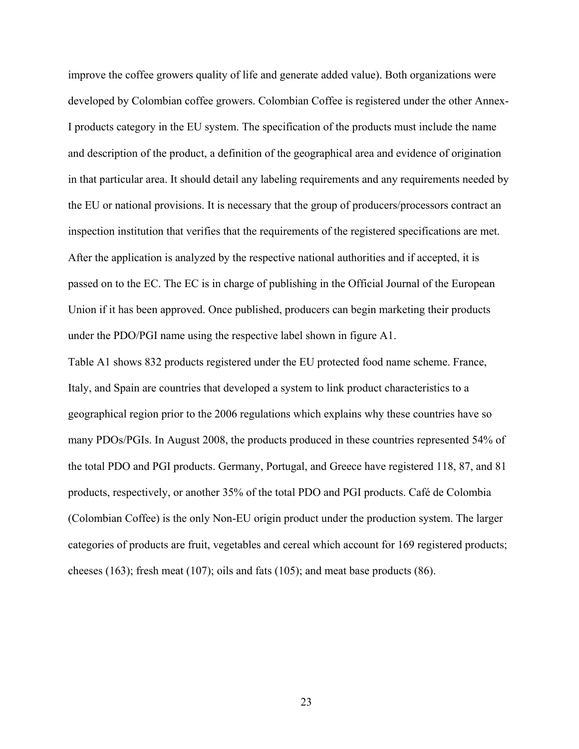improve the coffee growers quality of life and generate added value). Both organizations were developed by Colombian coffee growers. Colombian Coffee is registered under the other Annex-I products category in the EU system. The specification of the products must include the name and description of the product, a definition of the geographical area and evidence of origination in that particular area. It should detail any labeling requirements and any requirements needed by the EU or national provisions. It is necessary that the group of producers/processors contract an inspection institution that verifies that the requirements of the registered specifications are met. After the application is analyzed by the respective national authorities and if accepted, it is passed on to the EC. The EC is in charge of publishing in the Official Journal of the European Union if it has been approved. Once published, producers can begin marketing their products under the PDO/PGI name using the respective label shown in figure A1.

Table A1 shows 832 products registered under the EU protected food name scheme. France, Italy, and Spain are countries that developed a system to link product characteristics to a geographical region prior to the 2006 regulations which explains why these countries have so many PDOs/PGIs. In August 2008, the products produced in these countries represented 54% of the total PDO and PGI products. Germany, Portugal, and Greece have registered 118, 87, and 81 products, respectively, or another 35% of the total PDO and PGI products. Café de Colombia (Colombian Coffee) is the only Non-EU origin product under the production system. The larger categories of products are fruit, vegetables and cereal which account for 169 registered products; cheeses (163); fresh meat (107); oils and fats (105); and meat base products (86).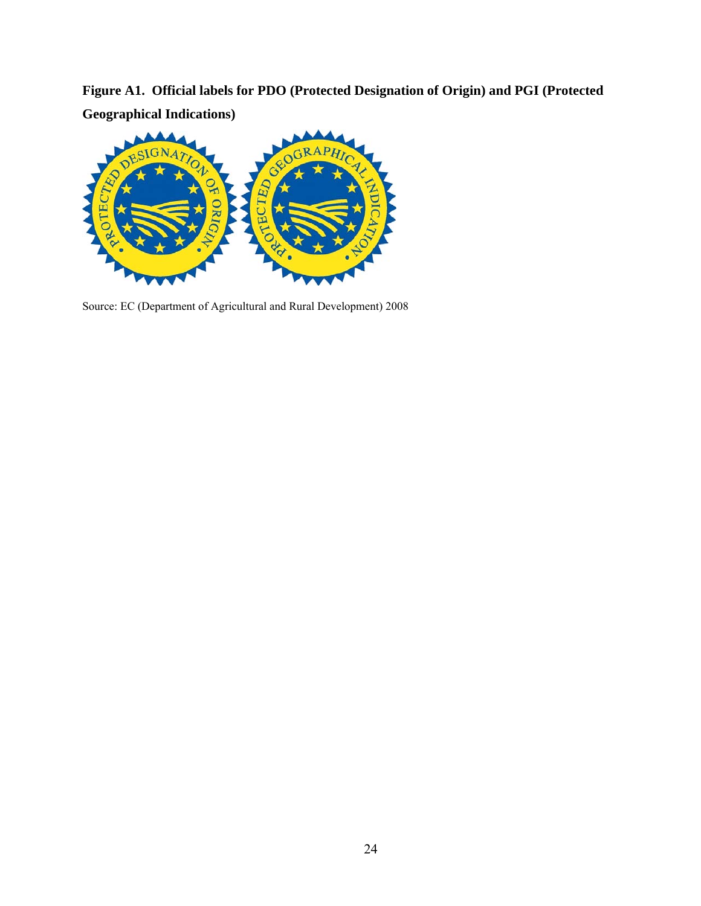**Figure A1. Official labels for PDO (Protected Designation of Origin) and PGI (Protected Geographical Indications)**

Source: EC (Department of Agricultural and Rural Development) 2008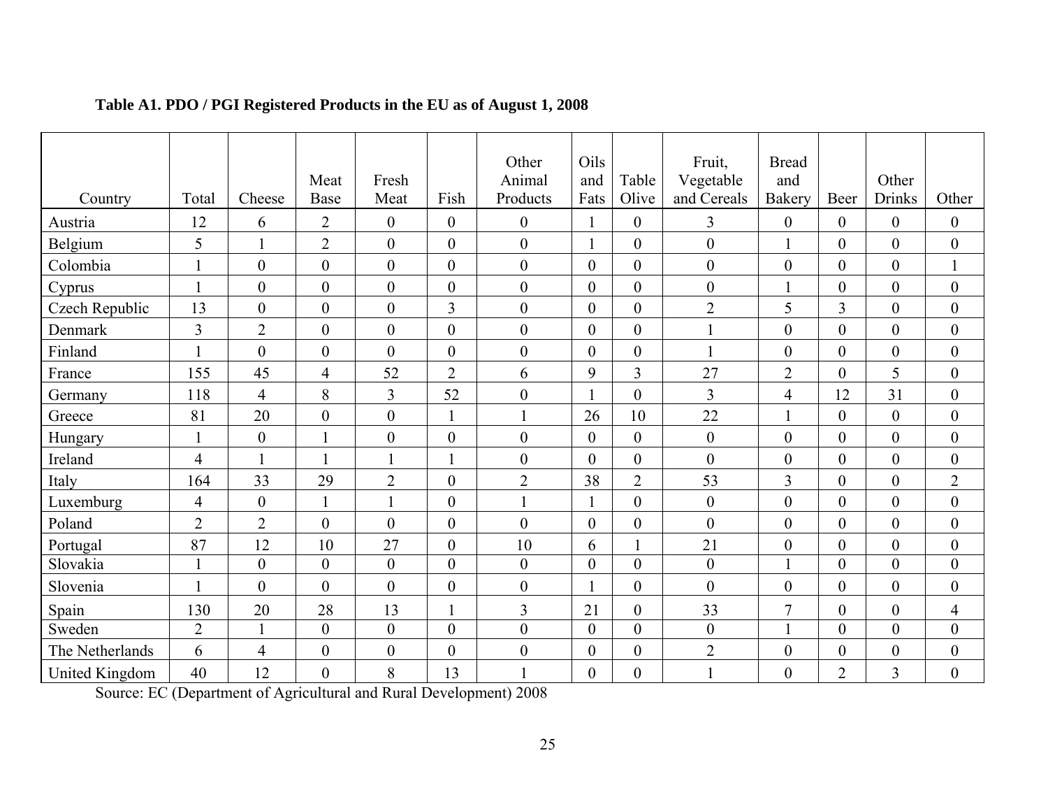**Table A1. PDO / PGI Registered Products in the EU as of August 1, 2008**

| Country | Total | Cheese | Meat Base | Fresh Meat | Fish | Other Animal Products | Oils and Fats | Table Olive | Fruit, Vegetable and Cereals | Bread and Bakery | Beer | Other Drinks | Other |
|---|---|---|---|---|---|---|---|---|---|---|---|---|---|
| Austria | 12 | 6 | 2 | 0 | 0 | 0 | 1 | 0 | 3 | 0 | 0 | 0 | 0 |
| Belgium | 5 | 1 | 2 | 0 | 0 | 0 | 1 | 0 | 0 | 1 | 0 | 0 | 0 |
| Colombia | 1 | 0 | 0 | 0 | 0 | 0 | 0 | 0 | 0 | 0 | 0 | 0 | 1 |
| Cyprus | 1 | 0 | 0 | 0 | 0 | 0 | 0 | 0 | 0 | 1 | 0 | 0 | 0 |
| Czech Republic | 13 | 0 | 0 | 0 | 3 | 0 | 0 | 0 | 2 | 5 | 3 | 0 | 0 |
| Denmark | 3 | 2 | 0 | 0 | 0 | 0 | 0 | 0 | 1 | 0 | 0 | 0 | 0 |
| Finland | 1 | 0 | 0 | 0 | 0 | 0 | 0 | 0 | 1 | 0 | 0 | 0 | 0 |
| France | 155 | 45 | 4 | 52 | 2 | 6 | 9 | 3 | 27 | 2 | 0 | 5 | 0 |
| Germany | 118 | 4 | 8 | 3 | 52 | 0 | 1 | 0 | 3 | 4 | 12 | 31 | 0 |
| Greece | 81 | 20 | 0 | 0 | 1 | 1 | 26 | 10 | 22 | 1 | 0 | 0 | 0 |
| Hungary | 1 | 0 | 1 | 0 | 0 | 0 | 0 | 0 | 0 | 0 | 0 | 0 | 0 |
| Ireland | 4 | 1 | 1 | 1 | 1 | 0 | 0 | 0 | 0 | 0 | 0 | 0 | 0 |
| Italy | 164 | 33 | 29 | 2 | 0 | 2 | 38 | 2 | 53 | 3 | 0 | 0 | 2 |
| Luxemburg | 4 | 0 | 1 | 1 | 0 | 1 | 1 | 0 | 0 | 0 | 0 | 0 | 0 |
| Poland | 2 | 2 | 0 | 0 | 0 | 0 | 0 | 0 | 0 | 0 | 0 | 0 | 0 |
| Portugal | 87 | 12 | 10 | 27 | 0 | 10 | 6 | 1 | 21 | 0 | 0 | 0 | 0 |
| Slovakia | 1 | 0 | 0 | 0 | 0 | 0 | 0 | 0 | 0 | 1 | 0 | 0 | 0 |
| Slovenia | 1 | 0 | 0 | 0 | 0 | 0 | 1 | 0 | 0 | 0 | 0 | 0 | 0 |
| Spain | 130 | 20 | 28 | 13 | 1 | 3 | 21 | 0 | 33 | 7 | 0 | 0 | 4 |
| Sweden | 2 | 1 | 0 | 0 | 0 | 0 | 0 | 0 | 0 | 1 | 0 | 0 | 0 |
| The Netherlands | 6 | 4 | 0 | 0 | 0 | 0 | 0 | 0 | 2 | 0 | 0 | 0 | 0 |
| United Kingdom | 40 | 12 | 0 | 8 | 13 | 1 | 0 | 0 | 1 | 0 | 2 | 3 | 0 |

Source: EC (Department of Agricultural and Rural Development) 2008